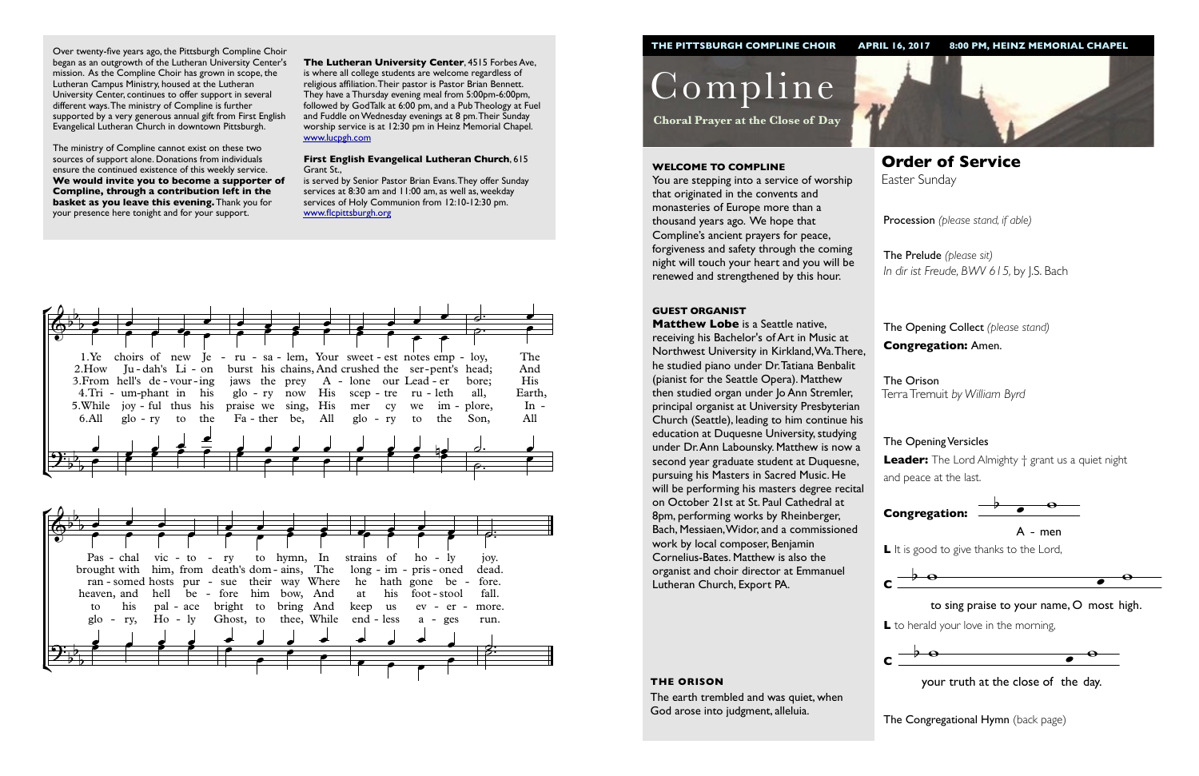Over twenty-five years ago, the Pittsburgh Compline Choir began as an outgrowth of the Lutheran University Center's mission. As the Compline Choir has grown in scope, the Lutheran Campus Ministry, housed at the Lutheran University Center, continues to offer support in several different ways. The ministry of Compline is further supported by a very generous annual gift from First English Evangelical Lutheran Church in downtown Pittsburgh.

The ministry of Compline cannot exist on these two sources of support alone. Donations from individuals ensure the continued existence of this weekly service. **We would invite you to become a supporter of Compline, through a contribution left in the basket as you leave this evening.** Thank you for your presence here tonight and for your support.

**The Lutheran University Center**, 4515 Forbes Ave, is where all college students are welcome regardless of religious affiliation. Their pastor is Pastor Brian Bennett. They have a Thursday evening meal from 5:00pm-6:00pm, followed by GodTalk at 6:00 pm, and a Pub Theology at Fuel and Fuddle on Wednesday evenings at 8 pm. Their Sunday worship service is at 12:30 pm in Heinz Memorial Chapel. www.lucpgh.com

**First English Evangelical Lutheran Church**, 615 Grant St., is served by Senior Pastor Brian Evans. They offer Sunday services at 8:30 am and 11:00 am, as well as, weekday services of Holy Communion from 12:10-12:30 pm. www.flcpittsburgh.org

1. Ye choirs of new Je - ru - sa - lem, Your sweet - est notes emp - loy, The Pas - chal vic - to - ry to hymn, In strains of ho - ly joy.
2. How Ju - dah's Li - on burst his chains, And crushed the ser - pent's head; And brought with him, from death's dom - ains, The long - im - pris - oned dead.
3. From hell's de - vour - ing jaws the prey A - lone our Lead - er bore; His ran - somed hosts pur - sue their way Where he hath gone be - fore.
4. Tri - um-phant in his glo - ry now His scep - tre ru - leth all, Earth, heaven, and hell be - fore him bow, And at his foot - stool fall.
5. While joy - ful thus his praise we sing, His mer - cy we im - plore, In - to his pal - ace bright to bring And keep us ev - er - more.
6. All glo - ry to the Fa - ther be, All glo - ry to the Son, All glo - ry, Ho - ly Ghost, to thee, While end - less a - ges run.

**THE PITTSBURGH COMPLINE CHOIR** **APRIL 16, 2017** **8:00 PM, HEINZ MEMORIAL CHAPEL**

# Compline

**Choral Prayer at the Close of Day**

### WELCOME TO COMPLINE

You are stepping into a service of worship that originated in the convents and monasteries of Europe more than a thousand years ago. We hope that Compline's ancient prayers for peace, forgiveness and safety through the coming night will touch your heart and you will be renewed and strengthened by this hour.

### GUEST ORGANIST

**Matthew Lobe** is a Seattle native, receiving his Bachelor's of Art in Music at Northwest University in Kirkland, Wa. There, he studied piano under Dr. Tatiana Benbalit (pianist for the Seattle Opera). Matthew then studied organ under Jo Ann Stremler, principal organist at University Presbyterian Church (Seattle), leading to him continue his education at Duquesne University, studying under Dr. Ann Labounsky. Matthew is now a second year graduate student at Duquesne, pursuing his Masters in Sacred Music. He will be performing his masters degree recital on October 21st at St. Paul Cathedral at 8pm, performing works by Rheinberger, Bach, Messiaen, Widor, and a commissioned work by local composer, Benjamin Cornelius-Bates. Matthew is also the organist and choir director at Emmanuel Lutheran Church, Export PA.

### THE ORISON

The earth trembled and was quiet, when God arose into judgment, alleluia.

## Order of Service

Easter Sunday

Procession *(please stand, if able)*

The Prelude *(please sit)*
*In dir ist Freude, BWV 615,* by J.S. Bach

The Opening Collect *(please stand)*
**Congregation:** Amen.

The Orison
Terra Tremuit *by William Byrd*

The Opening Versicles

**Leader:** The Lord Almighty † grant us a quiet night and peace at the last.

**Congregation:** A - men

**L** It is good to give thanks to the Lord,

**C** to sing praise to your name, O most high.

**L** to herald your love in the morning,

**C** your truth at the close of the day.

The Congregational Hymn (back page)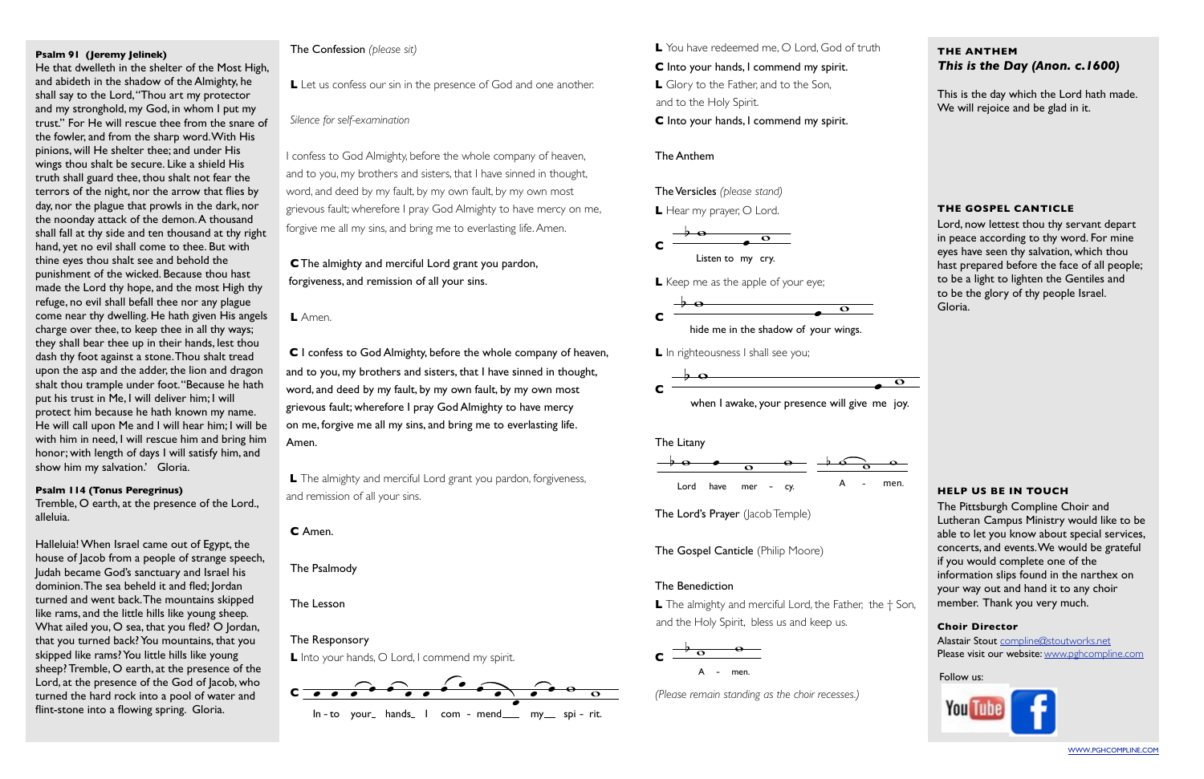**Psalm 91 (Jeremy Jelinek)**

He that dwelleth in the shelter of the Most High, and abideth in the shadow of the Almighty, he shall say to the Lord, "Thou art my protector and my stronghold, my God, in whom I put my trust." For He will rescue thee from the snare of the fowler, and from the sharp word. With His pinions, will He shelter thee; and under His wings thou shalt be secure. Like a shield His truth shall guard thee, thou shalt not fear the terrors of the night, nor the arrow that flies by day, nor the plague that prowls in the dark, nor the noonday attack of the demon. A thousand shall fall at thy side and ten thousand at thy right hand, yet no evil shall come to thee. But with thine eyes thou shalt see and behold the punishment of the wicked. Because thou hast made the Lord thy hope, and the most High thy refuge, no evil shall befall thee nor any plague come near thy dwelling. He hath given His angels charge over thee, to keep thee in all thy ways; they shall bear thee up in their hands, lest thou dash thy foot against a stone. Thou shalt tread upon the asp and the adder, the lion and dragon shalt thou trample under foot. "Because he hath put his trust in Me, I will deliver him; I will protect him because he hath known my name. He will call upon Me and I will hear him; I will be with him in need, I will rescue him and bring him honor; with length of days I will satisfy him, and show him my salvation.' Gloria.

**Psalm 114 (Tonus Peregrinus)**

Tremble, O earth, at the presence of the Lord., alleluia.

Halleluia! When Israel came out of Egypt, the house of Jacob from a people of strange speech, Judah became God's sanctuary and Israel his dominion. The sea beheld it and fled; Jordan turned and went back. The mountains skipped like rams, and the little hills like young sheep. What ailed you, O sea, that you fled? O Jordan, that you turned back? You mountains, that you skipped like rams? You little hills like young sheep? Tremble, O earth, at the presence of the Lord, at the presence of the God of Jacob, who turned the hard rock into a pool of water and flint-stone into a flowing spring. Gloria.

The Confession *(please sit)*

**L** Let us confess our sin in the presence of God and one another.

*Silence for self-examination*

I confess to God Almighty, before the whole company of heaven, and to you, my brothers and sisters, that I have sinned in thought, word, and deed by my fault, by my own fault, by my own most grievous fault; wherefore I pray God Almighty to have mercy on me, forgive me all my sins, and bring me to everlasting life. Amen.

**C** The almighty and merciful Lord grant you pardon, forgiveness, and remission of all your sins.

**L** Amen.

**C** I confess to God Almighty, before the whole company of heaven, and to you, my brothers and sisters, that I have sinned in thought, word, and deed by my fault, by my own fault, by my own most grievous fault; wherefore I pray God Almighty to have mercy on me, forgive me all my sins, and bring me to everlasting life. Amen.

**L** The almighty and merciful Lord grant you pardon, forgiveness, and remission of all your sins.

**C** Amen.

The Psalmody

The Lesson

The Responsory

**L** Into your hands, O Lord, I commend my spirit.

**C** In - to your_ hands_ I com - mend___ my__ spi - rit.

**L** You have redeemed me, O Lord, God of truth

**C** Into your hands, I commend my spirit.

**L** Glory to the Father, and to the Son, and to the Holy Spirit.

**C** Into your hands, I commend my spirit.

The Anthem

The Versicles *(please stand)*

**L** Hear my prayer, O Lord.

**C** Listen to my cry.

**L** Keep me as the apple of your eye;

**C** hide me in the shadow of your wings.

**L** In righteousness I shall see you;

**C** when I awake, your presence will give me joy.

The Litany

Lord have mer - cy. A - men.

The Lord's Prayer (Jacob Temple)

The Gospel Canticle (Philip Moore)

The Benediction

**L** The almighty and merciful Lord, the Father, the † Son, and the Holy Spirit, bless us and keep us.

**C** A - men.

*(Please remain standing as the choir recesses.)*

## THE ANTHEM

***This is the Day (Anon. c.1600)***

This is the day which the Lord hath made.
We will rejoice and be glad in it.

## THE GOSPEL CANTICLE

Lord, now lettest thou thy servant depart in peace according to thy word. For mine eyes have seen thy salvation, which thou hast prepared before the face of all people; to be a light to lighten the Gentiles and to be the glory of thy people Israel.
Gloria.

## HELP US BE IN TOUCH

The Pittsburgh Compline Choir and Lutheran Campus Ministry would like to be able to let you know about special services, concerts, and events. We would be grateful if you would complete one of the information slips found in the narthex on your way out and hand it to any choir member. Thank you very much.

**Choir Director**

Alastair Stout compline@stoutworks.net
Please visit our website: www.pghcompline.com

Follow us:

WWW.PGHCOMPLINE.COM